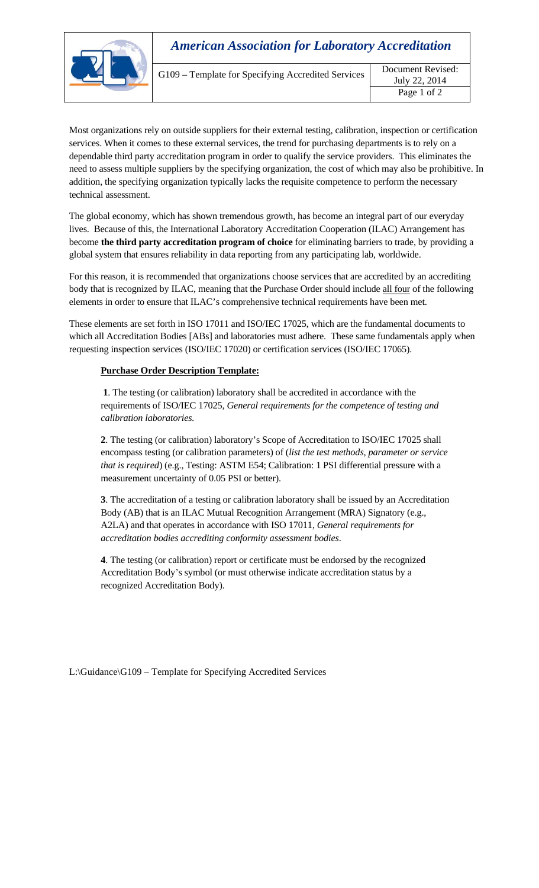Most organizations rely on outside suppliers for their external testing, calibration, inspection or certification services. When it comes to these external services, the trend for purchasing departments is to rely on a dependable third party accreditation program in order to qualify the service providers. This eliminates the need to assess multiple suppliers by the specifying organization, the cost of which may also be prohibitive. In addition, the specifying organization typically lacks the requisite competence to perform the necessary technical assessment.

The global economy, which has shown tremendous growth, has become an integral part of our everyday lives. Because of this, the International Laboratory Accreditation Cooperation (ILAC) Arrangement has become **the third party accreditation program of choice** for eliminating barriers to trade, by providing a global system that ensures reliability in data reporting from any participating lab, worldwide.

For this reason, it is recommended that organizations choose services that are accredited by an accrediting body that is recognized by ILAC, meaning that the Purchase Order should include <u>all four</u> of the following elements in order to ensure that ILAC's comprehensive technical requirements have been met.

These elements are set forth in ISO 17011 and ISO/IEC 17025, which are the fundamental documents to which all Accreditation Bodies [ABs] and laboratories must adhere. These same fundamentals apply when requesting inspection services (ISO/IEC 17020) or certification services (ISO/IEC 17065).

**<u>Purchase Order Description Template:</u>**

**1**. The testing (or calibration) laboratory shall be accredited in accordance with the requirements of ISO/IEC 17025, *General requirements for the competence of testing and calibration laboratories.*

**2**. The testing (or calibration) laboratory's Scope of Accreditation to ISO/IEC 17025 shall encompass testing (or calibration parameters) of (*list the test methods, parameter or service that is required*) (e.g., Testing: ASTM E54; Calibration: 1 PSI differential pressure with a measurement uncertainty of 0.05 PSI or better).

**3**. The accreditation of a testing or calibration laboratory shall be issued by an Accreditation Body (AB) that is an ILAC Mutual Recognition Arrangement (MRA) Signatory (e.g., A2LA) and that operates in accordance with ISO 17011, *General requirements for accreditation bodies accrediting conformity assessment bodies*.

**4**. The testing (or calibration) report or certificate must be endorsed by the recognized Accreditation Body's symbol (or must otherwise indicate accreditation status by a recognized Accreditation Body).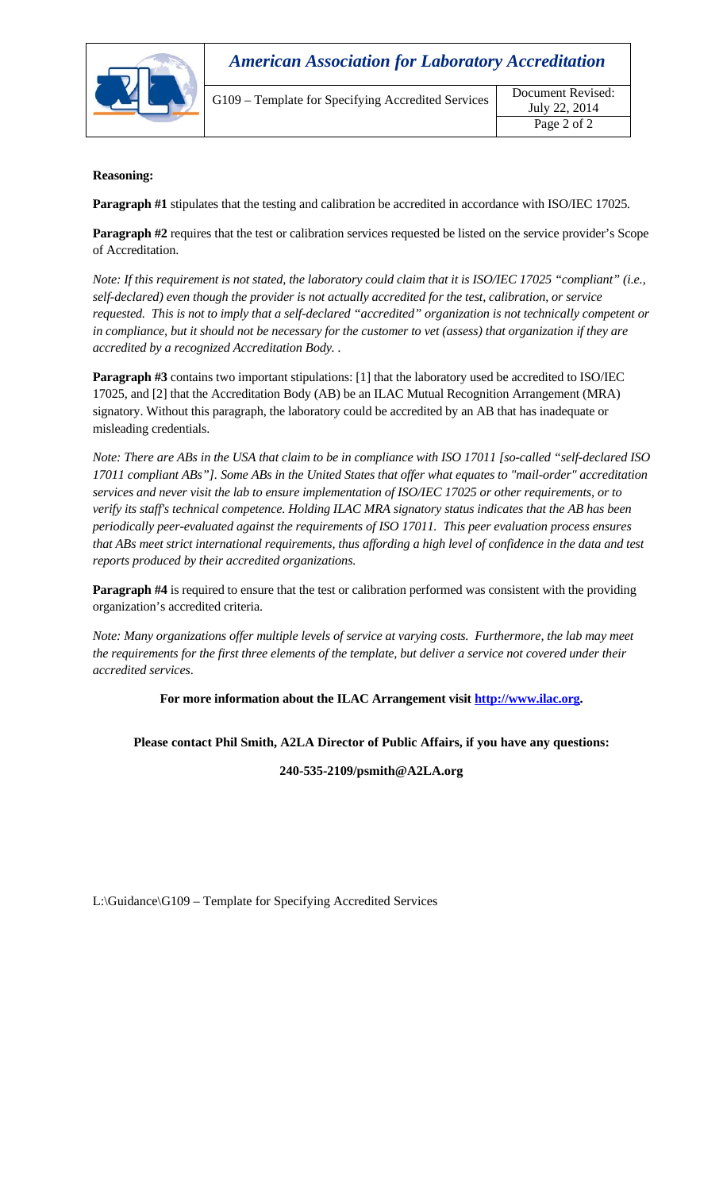**Reasoning:**

**Paragraph #1** stipulates that the testing and calibration be accredited in accordance with ISO/IEC 17025.

**Paragraph #2** requires that the test or calibration services requested be listed on the service provider's Scope of Accreditation.

*Note: If this requirement is not stated, the laboratory could claim that it is ISO/IEC 17025 "compliant" (i.e., self-declared) even though the provider is not actually accredited for the test, calibration, or service requested. This is not to imply that a self-declared "accredited" organization is not technically competent or in compliance, but it should not be necessary for the customer to vet (assess) that organization if they are accredited by a recognized Accreditation Body. .*

**Paragraph #3** contains two important stipulations: [1] that the laboratory used be accredited to ISO/IEC 17025, and [2] that the Accreditation Body (AB) be an ILAC Mutual Recognition Arrangement (MRA) signatory. Without this paragraph, the laboratory could be accredited by an AB that has inadequate or misleading credentials.

*Note: There are ABs in the USA that claim to be in compliance with ISO 17011 [so-called "self-declared ISO 17011 compliant ABs"]. Some ABs in the United States that offer what equates to "mail-order" accreditation services and never visit the lab to ensure implementation of ISO/IEC 17025 or other requirements, or to verify its staff's technical competence. Holding ILAC MRA signatory status indicates that the AB has been periodically peer-evaluated against the requirements of ISO 17011. This peer evaluation process ensures that ABs meet strict international requirements, thus affording a high level of confidence in the data and test reports produced by their accredited organizations.*

**Paragraph #4** is required to ensure that the test or calibration performed was consistent with the providing organization's accredited criteria.

*Note: Many organizations offer multiple levels of service at varying costs. Furthermore, the lab may meet the requirements for the first three elements of the template, but deliver a service not covered under their accredited services.*

**For more information about the ILAC Arrangement visit [http://www.ilac.org](http://www.ilac.org).**

**Please contact Phil Smith, A2LA Director of Public Affairs, if you have any questions:**

**240-535-2109/psmith@A2LA.org**

L:\Guidance\G109 – Template for Specifying Accredited Services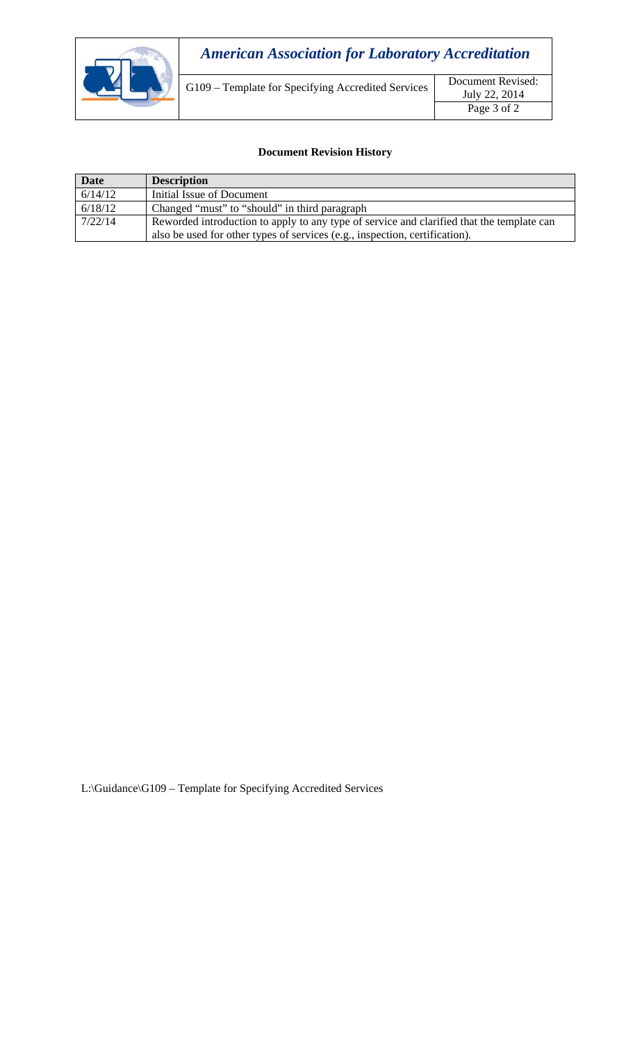**Document Revision History**

| Date | Description |
| --- | --- |
| 6/14/12 | Initial Issue of Document |
| 6/18/12 | Changed “must” to “should” in third paragraph |
| 7/22/14 | Reworded introduction to apply to any type of service and clarified that the template can also be used for other types of services (e.g., inspection, certification). |

L:\Guidance\G109 – Template for Specifying Accredited Services